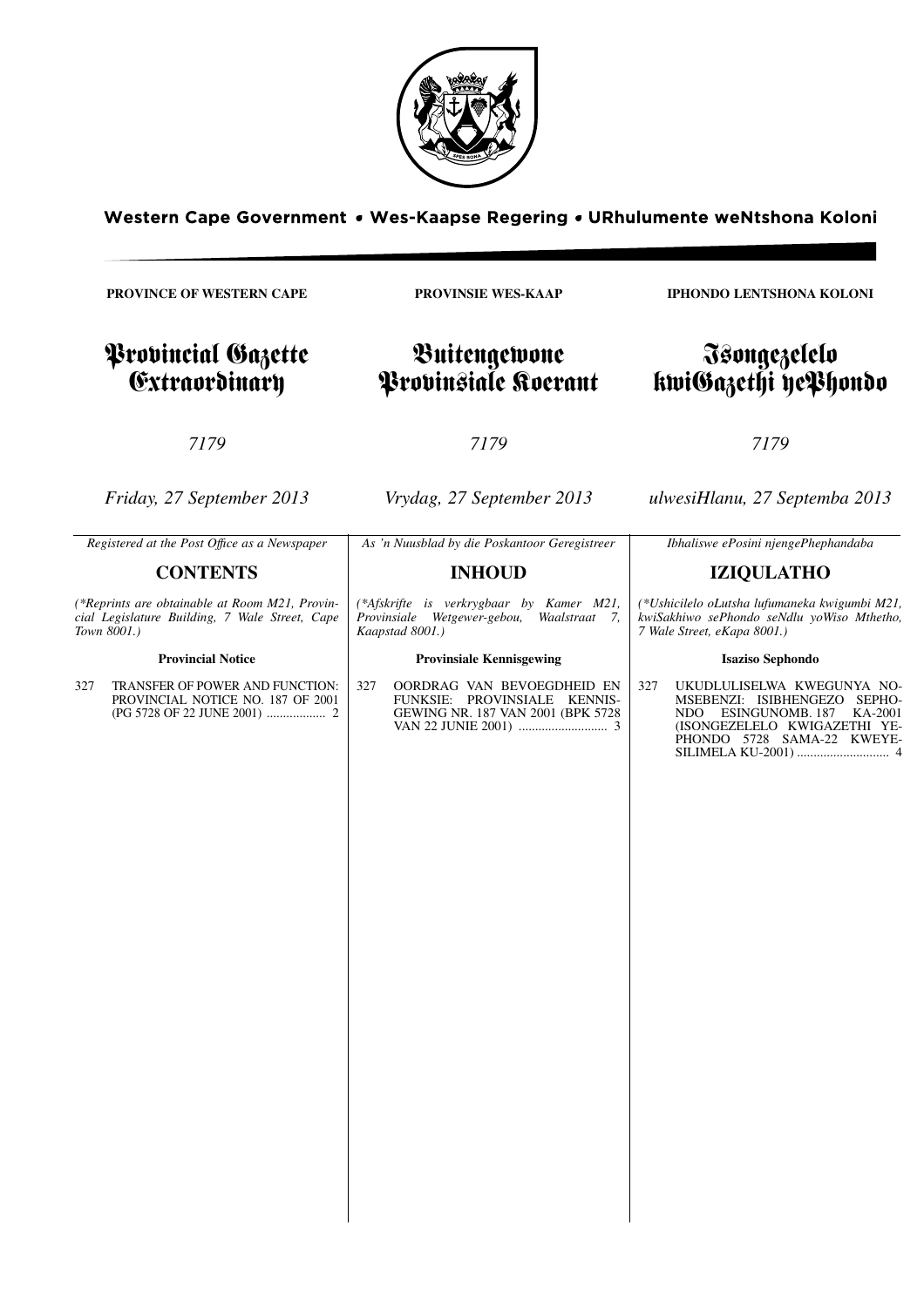Western Cape Government • Wes-Kaapse Regering • URhulumente weNtshona Koloni

**PROVINCE OF WESTERN CAPE**

# Provincial Gazette Extraordinary

*7179*

*Friday, 27 September 2013*

*Registered at the Post Office as a Newspaper*

## CONTENTS

*(\*Reprints are obtainable at Room M21, Provincial Legislature Building, 7 Wale Street, Cape Town 8001.)*

**Provincial Notice**

327 TRANSFER OF POWER AND FUNCTION: PROVINCIAL NOTICE NO. 187 OF 2001 (PG 5728 OF 22 JUNE 2001) .................. 2

**PROVINSIE WES-KAAP**

# Buitengewone Provinsiale Koerant

*7179*

*Vrydag, 27 September 2013*

*As 'n Nuusblad by die Poskantoor Geregistreer*

## INHOUD

*(\*Afskrifte is verkrygbaar by Kamer M21, Provinsiale Wetgewer-gebou, Waalstraat 7, Kaapstad 8001.)*

**Provinsiale Kennisgewing**

327 OORDRAG VAN BEVOEGDHEID EN FUNKSIE: PROVINSIALE KENNISGEWING NR. 187 VAN 2001 (BPK 5728 VAN 22 JUNIE 2001) ........................... 3

**IPHONDO LENTSHONA KOLONI**

# Isongezelelo kwiGazethi yePhondo

*7179*

*ulwesiHlanu, 27 Septemba 2013*

*Ibhaliswe ePosini njengePhephandaba*

## IZIQULATHO

*(\*Ushicilelo oLutsha lufumaneka kwigumbi M21, kwiSakhiwo sePhondo seNdlu yoWiso Mthetho, 7 Wale Street, eKapa 8001.)*

**Isaziso Sephondo**

327 UKUDLULISELWA KWEGUNYA NOMSEBENZI: ISIBHENGEZO SEPHONDO ESINGUNOMB. 187 KA-2001 (ISONGEZELELO KWIGAZETHI YEPHONDO 5728 SAMA-22 KWEYESILIMELA KU-2001) ............................ 4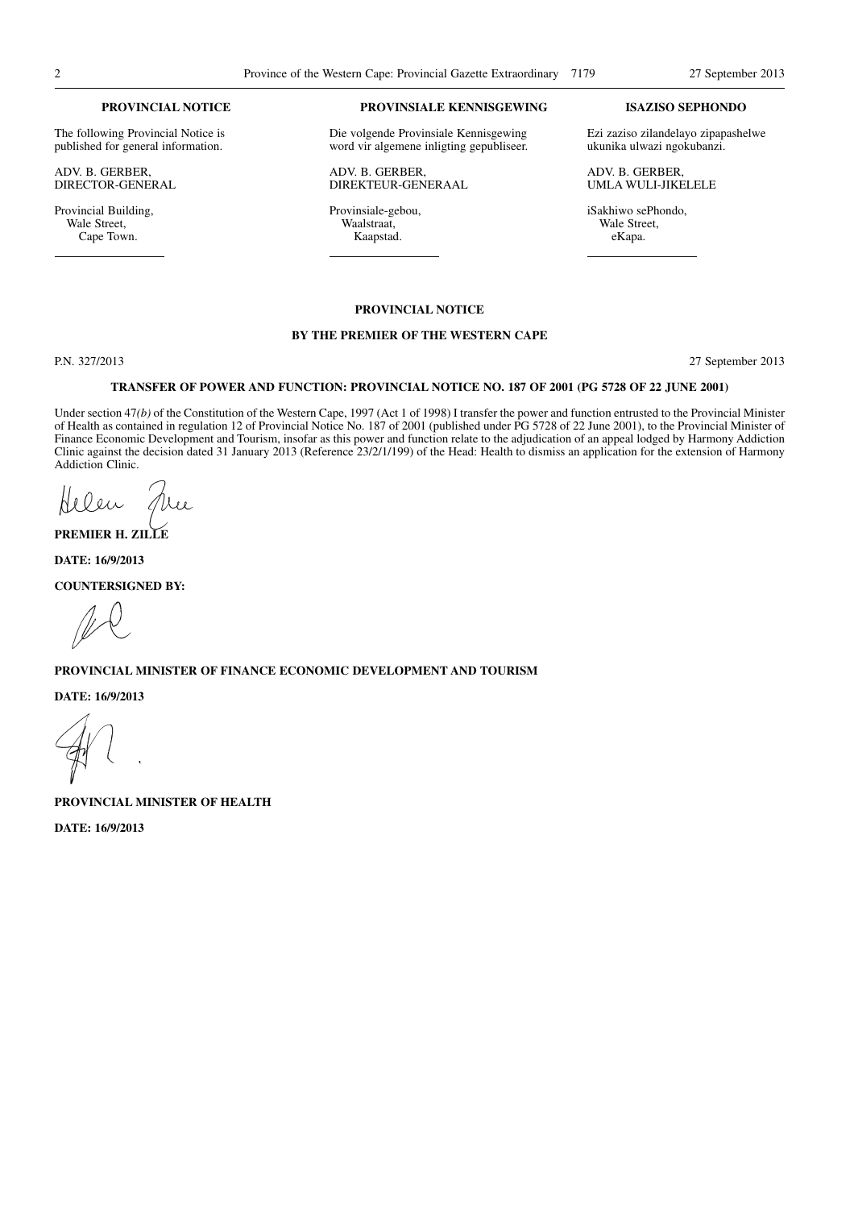**PROVINCIAL NOTICE**

The following Provincial Notice is published for general information.

ADV. B. GERBER,
DIRECTOR-GENERAL

Provincial Building,
Wale Street,
Cape Town.

**PROVINSIALE KENNISGEWING**

Die volgende Provinsiale Kennisgewing word vir algemene inligting gepubliseer.

ADV. B. GERBER,
DIREKTEUR-GENERAAL

Provinsiale-gebou,
Waalstraat,
Kaapstad.

**ISAZISO SEPHONDO**

Ezi zaziso zilandelayo zipapashelwe ukunika ulwazi ngokubanzi.

ADV. B. GERBER,
UMLA WULI-JIKELELE

iSakhiwo sePhondo,
Wale Street,
eKapa.

**PROVINCIAL NOTICE**

**BY THE PREMIER OF THE WESTERN CAPE**

P.N. 327/2013

27 September 2013

**TRANSFER OF POWER AND FUNCTION: PROVINCIAL NOTICE NO. 187 OF 2001 (PG 5728 OF 22 JUNE 2001)**

Under section 47*(b)* of the Constitution of the Western Cape, 1997 (Act 1 of 1998) I transfer the power and function entrusted to the Provincial Minister of Health as contained in regulation 12 of Provincial Notice No. 187 of 2001 (published under PG 5728 of 22 June 2001), to the Provincial Minister of Finance Economic Development and Tourism, insofar as this power and function relate to the adjudication of an appeal lodged by Harmony Addiction Clinic against the decision dated 31 January 2013 (Reference 23/2/1/199) of the Head: Health to dismiss an application for the extension of Harmony Addiction Clinic.

**PREMIER H. ZILLE**

**DATE: 16/9/2013**

**COUNTERSIGNED BY:**

**PROVINCIAL MINISTER OF FINANCE ECONOMIC DEVELOPMENT AND TOURISM**

**DATE: 16/9/2013**

**PROVINCIAL MINISTER OF HEALTH**

**DATE: 16/9/2013**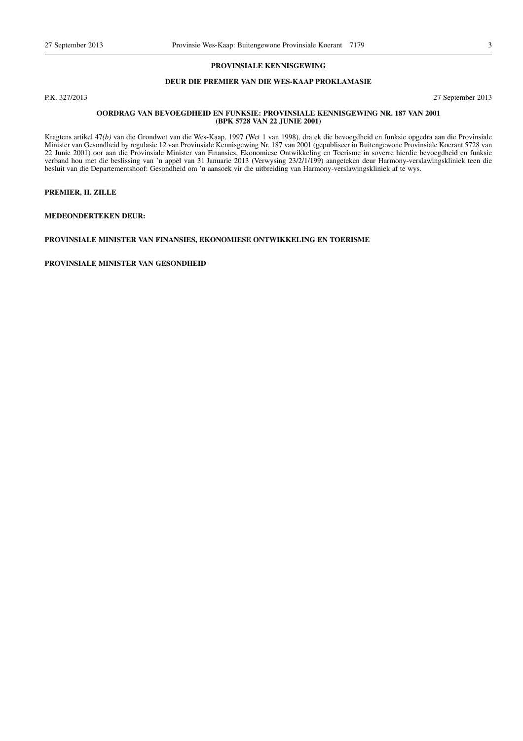## PROVINSIALE KENNISGEWING

### DEUR DIE PREMIER VAN DIE WES-KAAP PROKLAMASIE

P.K. 327/2013 27 September 2013

### OORDRAG VAN BEVOEGDHEID EN FUNKSIE: PROVINSIALE KENNISGEWING NR. 187 VAN 2001 (BPK 5728 VAN 22 JUNIE 2001)

Kragtens artikel 47*(b)* van die Grondwet van die Wes-Kaap, 1997 (Wet 1 van 1998), dra ek die bevoegdheid en funksie opgedra aan die Provinsiale Minister van Gesondheid by regulasie 12 van Provinsiale Kennisgewing Nr. 187 van 2001 (gepubliseer in Buitengewone Provinsiale Koerant 5728 van 22 Junie 2001) oor aan die Provinsiale Minister van Finansies, Ekonomiese Ontwikkeling en Toerisme in soverre hierdie bevoegdheid en funksie verband hou met die beslissing van 'n appèl van 31 Januarie 2013 (Verwysing 23/2/1/199) aangeteken deur Harmony-verslawingskliniek teen die besluit van die Departementshoof: Gesondheid om 'n aansoek vir die uitbreiding van Harmony-verslawingskliniek af te wys.

**PREMIER, H. ZILLE**

**MEDEONDERTEKEN DEUR:**

**PROVINSIALE MINISTER VAN FINANSIES, EKONOMIESE ONTWIKKELING EN TOERISME**

**PROVINSIALE MINISTER VAN GESONDHEID**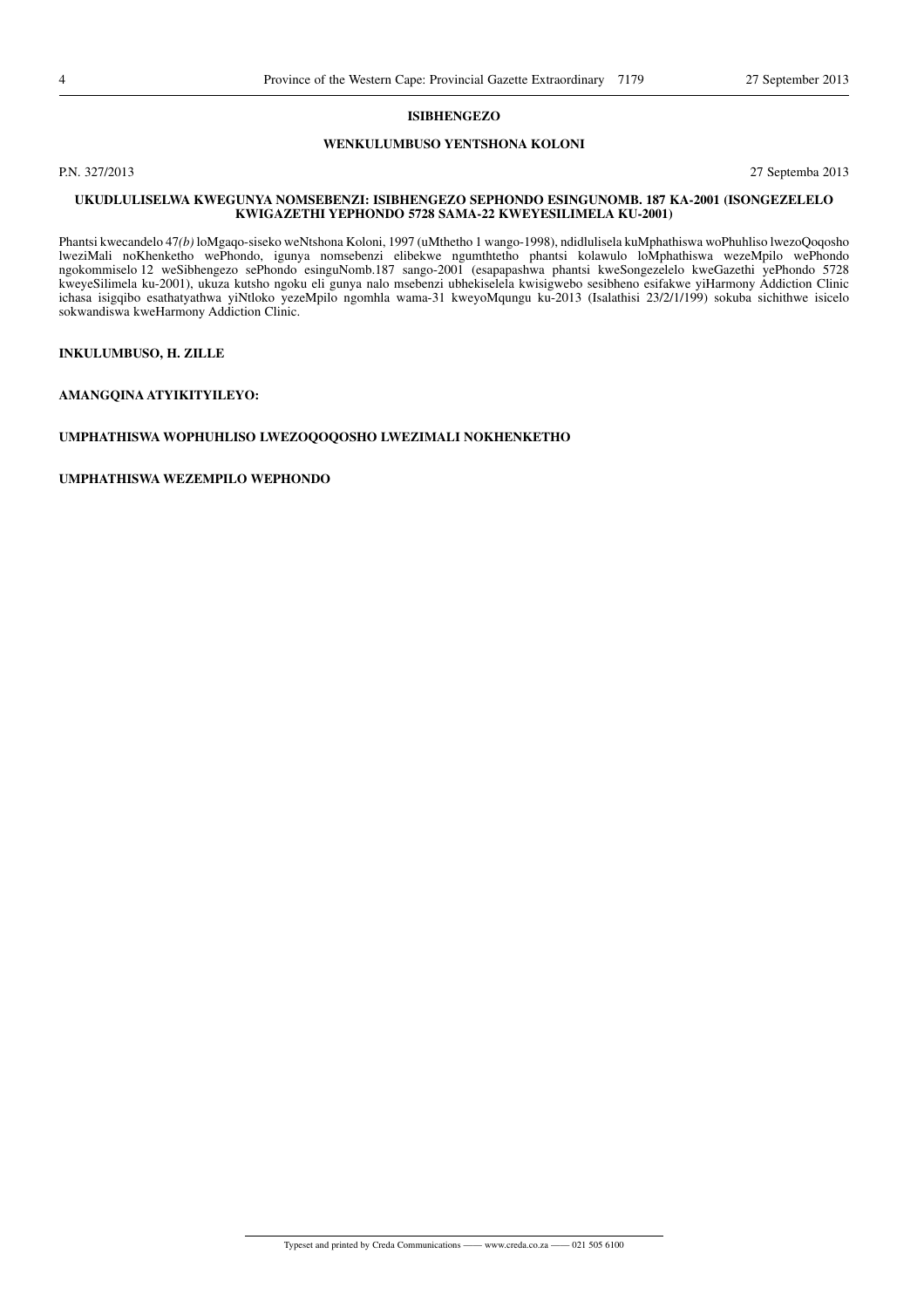## ISIBHENGEZO

## WENKULUMBUSO YENTSHONA KOLONI

P.N. 327/2013 27 Septemba 2013

### UKUDLULISELWA KWEGUNYA NOMSEBENZI: ISIBHENGEZO SEPHONDO ESINGUNOMB. 187 KA-2001 (ISONGEZELELO KWIGAZETHI YEPHONDO 5728 SAMA-22 KWEYESILIMELA KU-2001)

Phantsi kwecandelo 47*(b)* loMgaqo-siseko weNtshona Koloni, 1997 (uMthetho 1 wango-1998), ndidlulisela kuMphathiswa woPhuhliso lwezoQoqosho lweziMali noKhenketho wePhondo, igunya nomsebenzi elibekwe ngumthtetho phantsi kolawulo loMphathiswa wezeMpilo wePhondo ngokommiselo 12 weSibhengezo sePhondo esinguNomb.187 sango-2001 (esapapashwa phantsi kweSongezelelo kweGazethi yePhondo 5728 kweyeSilimela ku-2001), ukuza kutsho ngoku eli gunya nalo msebenzi ubhekiselela kwisigwebo sesibheno esifakwe yiHarmony Addiction Clinic ichasa isigqibo esathatyathwa yiNtloko yezeMpilo ngomhla wama-31 kweyoMqungu ku-2013 (Isalathisi 23/2/1/199) sokuba sichithwe isicelo sokwandiswa kweHarmony Addiction Clinic.

**INKULUMBUSO, H. ZILLE**

**AMANGQINA ATYIKITYILEYO:**

**UMPHATHISWA WOPHUHLISO LWEZOQOQOSHO LWEZIMALI NOKHENKETHO**

**UMPHATHISWA WEZEMPILO WEPHONDO**